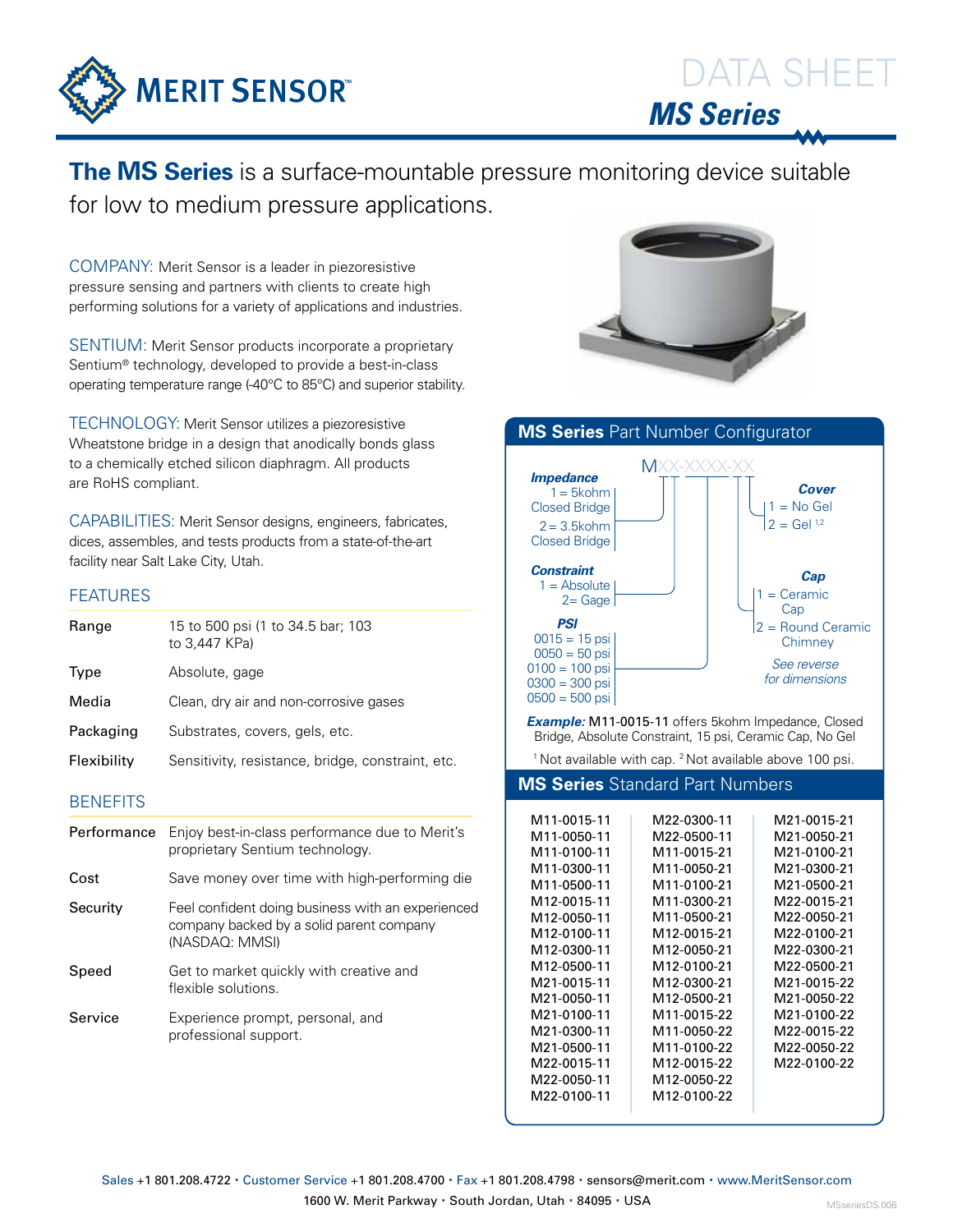# MERIT SENSOR

DATA SHEET

## MS Series

**The MS Series** is a surface-mountable pressure monitoring device suitable for low to medium pressure applications.

COMPANY: Merit Sensor is a leader in piezoresistive pressure sensing and partners with clients to create high performing solutions for a variety of applications and industries.

SENTIUM: Merit Sensor products incorporate a proprietary Sentium® technology, developed to provide a best-in-class operating temperature range (-40°C to 85°C) and superior stability.

TECHNOLOGY: Merit Sensor utilizes a piezoresistive Wheatstone bridge in a design that anodically bonds glass to a chemically etched silicon diaphragm. All products are RoHS compliant.

CAPABILITIES: Merit Sensor designs, engineers, fabricates, dices, assembles, and tests products from a state-of-the-art facility near Salt Lake City, Utah.

### FEATURES

| | |
|---|---|
| Range | 15 to 500 psi (1 to 34.5 bar; 103 to 3,447 KPa) |
| Type | Absolute, gage |
| Media | Clean, dry air and non-corrosive gases |
| Packaging | Substrates, covers, gels, etc. |
| Flexibility | Sensitivity, resistance, bridge, constraint, etc. |

### BENEFITS

| | |
|---|---|
| Performance | Enjoy best-in-class performance due to Merit's proprietary Sentium technology. |
| Cost | Save money over time with high-performing die |
| Security | Feel confident doing business with an experienced company backed by a solid parent company (NASDAQ: MMSI) |
| Speed | Get to market quickly with creative and flexible solutions. |
| Service | Experience prompt, personal, and professional support. |

### MS Series Part Number Configurator

MXX-XXXX-XX

**Impedance**
- 1 = 5kohm Closed Bridge
- 2 = 3.5kohm Closed Bridge

**Constraint**
- 1 = Absolute
- 2 = Gage

**PSI**
- 0015 = 15 psi
- 0050 = 50 psi
- 0100 = 100 psi
- 0300 = 300 psi
- 0500 = 500 psi

**Cover**
- 1 = No Gel
- 2 = Gel [1,2]

**Cap**
- 1 = Ceramic Cap
- 2 = Round Ceramic Chimney

*See reverse for dimensions*

***Example:*** M11-0015-11 offers 5kohm Impedance, Closed Bridge, Absolute Constraint, 15 psi, Ceramic Cap, No Gel

[1] Not available with cap. [2] Not available above 100 psi.

### MS Series Standard Part Numbers

| | | |
|---|---|---|
| M11-0015-11 | M22-0300-11 | M21-0015-21 |
| M11-0050-11 | M22-0500-11 | M21-0050-21 |
| M11-0100-11 | M11-0015-21 | M21-0100-21 |
| M11-0300-11 | M11-0050-21 | M21-0300-21 |
| M11-0500-11 | M11-0100-21 | M21-0500-21 |
| M12-0015-11 | M11-0300-21 | M22-0015-21 |
| M12-0050-11 | M11-0500-21 | M22-0050-21 |
| M12-0100-11 | M12-0015-21 | M22-0100-21 |
| M12-0300-11 | M12-0050-21 | M22-0300-21 |
| M12-0500-11 | M12-0100-21 | M22-0500-21 |
| M21-0015-11 | M12-0300-21 | M21-0015-22 |
| M21-0050-11 | M12-0500-21 | M21-0050-22 |
| M21-0100-11 | M11-0015-22 | M21-0100-22 |
| M21-0300-11 | M11-0050-22 | M22-0015-22 |
| M21-0500-11 | M11-0100-22 | M22-0050-22 |
| M22-0015-11 | M12-0015-22 | M22-0100-22 |
| M22-0050-11 | M12-0050-22 | |
| M22-0100-11 | M12-0100-22 | |

Sales +1 801.208.4722 • Customer Service +1 801.208.4700 • Fax +1 801.208.4798 • sensors@merit.com • www.MeritSensor.com
1600 W. Merit Parkway • South Jordan, Utah • 84095 • USA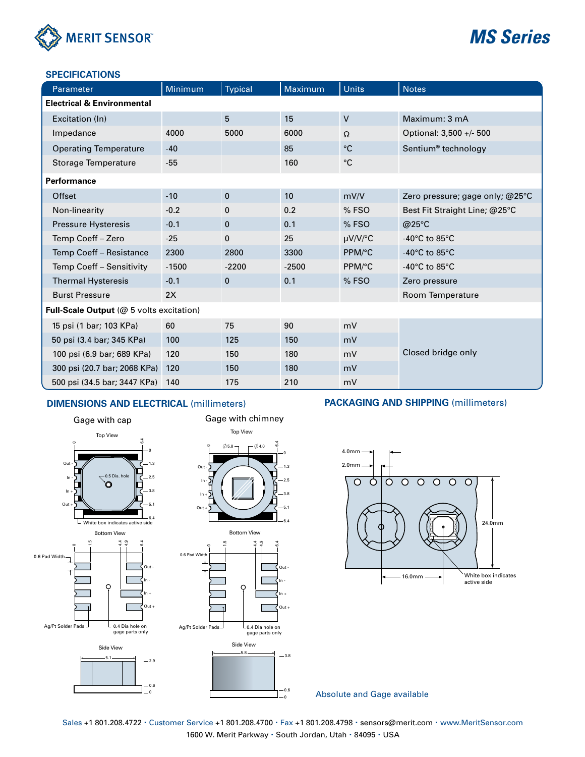MERIT SENSOR™

# MS Series

## SPECIFICATIONS

| Parameter | Minimum | Typical | Maximum | Units | Notes |
|---|---|---|---|---|---|
| **Electrical & Environmental** | | | | | |
| Excitation (In) | | 5 | 15 | V | Maximum: 3 mA |
| Impedance | 4000 | 5000 | 6000 | Ω | Optional: 3,500 +/- 500 |
| Operating Temperature | -40 | | 85 | °C | Sentium® technology |
| Storage Temperature | -55 | | 160 | °C | |
| **Performance** | | | | | |
| Offset | -10 | 0 | 10 | mV/V | Zero pressure; gage only; @25°C |
| Non-linearity | -0.2 | 0 | 0.2 | % FSO | Best Fit Straight Line; @25°C |
| Pressure Hysteresis | -0.1 | 0 | 0.1 | % FSO | @25°C |
| Temp Coeff – Zero | -25 | 0 | 25 | µV/V/°C | -40°C to 85°C |
| Temp Coeff – Resistance | 2300 | 2800 | 3300 | PPM/°C | -40°C to 85°C |
| Temp Coeff – Sensitivity | -1500 | -2200 | -2500 | PPM/°C | -40°C to 85°C |
| Thermal Hysteresis | -0.1 | 0 | 0.1 | % FSO | Zero pressure |
| Burst Pressure | 2X | | | | Room Temperature |
| **Full-Scale Output** (@ 5 volts excitation) | | | | | |
| 15 psi (1 bar; 103 KPa) | 60 | 75 | 90 | mV | Closed bridge only |
| 50 psi (3.4 bar; 345 KPa) | 100 | 125 | 150 | mV | |
| 100 psi (6.9 bar; 689 KPa) | 120 | 150 | 180 | mV | |
| 300 psi (20.7 bar; 2068 KPa) | 120 | 150 | 180 | mV | |
| 500 psi (34.5 bar; 3447 KPa) | 140 | 175 | 210 | mV | |

## DIMENSIONS AND ELECTRICAL (millimeters)

Gage with cap

Top View

0, 6.4, 0, 1.3, 2.5, 3.8, 5.1, 6.4

Out -, In -, In +, Out +

0.5 Dia. hole

White box indicates active side

Bottom View

0, 1.5, 4.4, 4.9, 6.4

0.6 Pad Width

Out -, In -, In +, Out +

Ag/Pt Solder Pads

0.4 Dia hole on gage parts only

Side View

5.1, 2.9, 0.6, 0

Gage with chimney

Top View

0, ∅5.8, ∅4.0, 6.4, 0, 1.3, 2.5, 3.8, 5.1, 6.4

Out -, In -, In +, Out +

Bottom View

0, 1.5, 4.4, 4.9, 6.4

0.6 Pad Width

Out -, In -, In +, Out +

Ag/Pt Solder Pads

0.4 Dia hole on gage parts only

Side View

5.8, 3.8, 0.6, 0

## PACKAGING AND SHIPPING (millimeters)

4.0mm

2.0mm

24.0mm

16.0mm

White box indicates active side

Absolute and Gage available

Sales +1 801.208.4722 • Customer Service +1 801.208.4700 • Fax +1 801.208.4798 • sensors@merit.com • www.MeritSensor.com

1600 W. Merit Parkway • South Jordan, Utah • 84095 • USA